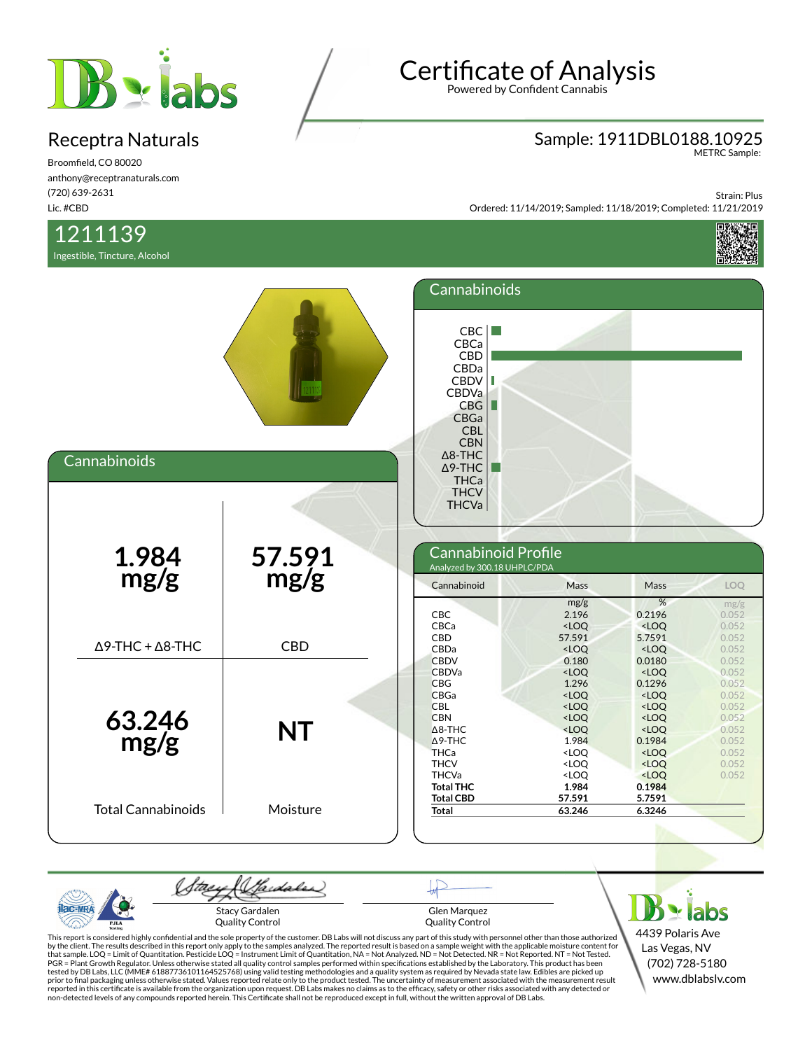# Certificate of Analysis

Powered by Confident Cannabis

## Receptra Naturals

Broomfield, CO 80020
anthony@receptranaturals.com
(720) 639-2631
Lic. #CBD

**Sample: 1911DBL0188.10925**
METRC Sample:

Strain: Plus
Ordered: 11/14/2019; Sampled: 11/18/2019; Completed: 11/21/2019

## 1211139

Ingestible, Tincture, Alcohol

## Cannabinoids

| 1.984 mg/g | 57.591 mg/g |
|---|---|
| Δ9-THC + Δ8-THC | CBD |
| **63.246 mg/g** | **NT** |
| Total Cannabinoids | Moisture |

## Cannabinoid Profile

Analyzed by 300.18 UHPLC/PDA

| Cannabinoid | Mass | Mass | LOQ |
|---|---|---|---|
| | mg/g | % | mg/g |
| CBC | 2.196 | 0.2196 | 0.052 |
| CBCa | <LOQ | <LOQ | 0.052 |
| CBD | 57.591 | 5.7591 | 0.052 |
| CBDa | <LOQ | <LOQ | 0.052 |
| CBDV | 0.180 | 0.0180 | 0.052 |
| CBDVa | <LOQ | <LOQ | 0.052 |
| CBG | 1.296 | 0.1296 | 0.052 |
| CBGa | <LOQ | <LOQ | 0.052 |
| CBL | <LOQ | <LOQ | 0.052 |
| CBN | <LOQ | <LOQ | 0.052 |
| Δ8-THC | <LOQ | <LOQ | 0.052 |
| Δ9-THC | 1.984 | 0.1984 | 0.052 |
| THCa | <LOQ | <LOQ | 0.052 |
| THCV | <LOQ | <LOQ | 0.052 |
| THCVa | <LOQ | <LOQ | 0.052 |
| **Total THC** | **1.984** | **0.1984** | |
| **Total CBD** | **57.591** | **5.7591** | |
| **Total** | **63.246** | **6.3246** | |

Stacy Gardalen
Quality Control

Glen Marquez
Quality Control

DB labs
4439 Polaris Ave
Las Vegas, NV
(702) 728-5180
www.dblabslv.com

This report is considered highly confidential and the sole property of the customer. DB Labs will not discuss any part of this study with personnel other than those authorized by the client. The results described in this report only apply to the samples analyzed. The reported result is based on a sample weight with the applicable moisture content for that sample. LOQ = Limit of Quantitation. Pesticide LOQ = Instrument Limit of Quantitation, NA = Not Analyzed. ND = Not Detected. NR = Not Reported. NT = Not Tested. PGR = Plant Growth Regulator. Unless otherwise stated all quality control samples performed within specifications established by the Laboratory. This product has been tested by DB Labs, LLC (MME# 61887736101164525768) using valid testing methodologies and a quality system as required by Nevada state law. Edibles are picked up prior to final packaging unless otherwise stated. Values reported relate only to the product tested. The uncertainty of measurement associated with the measurement result reported in this certificate is available from the organization upon request. DB Labs makes no claims as to the efficacy, safety or other risks associated with any detected or non-detected levels of any compounds reported herein. This Certificate shall not be reproduced except in full, without the written approval of DB Labs.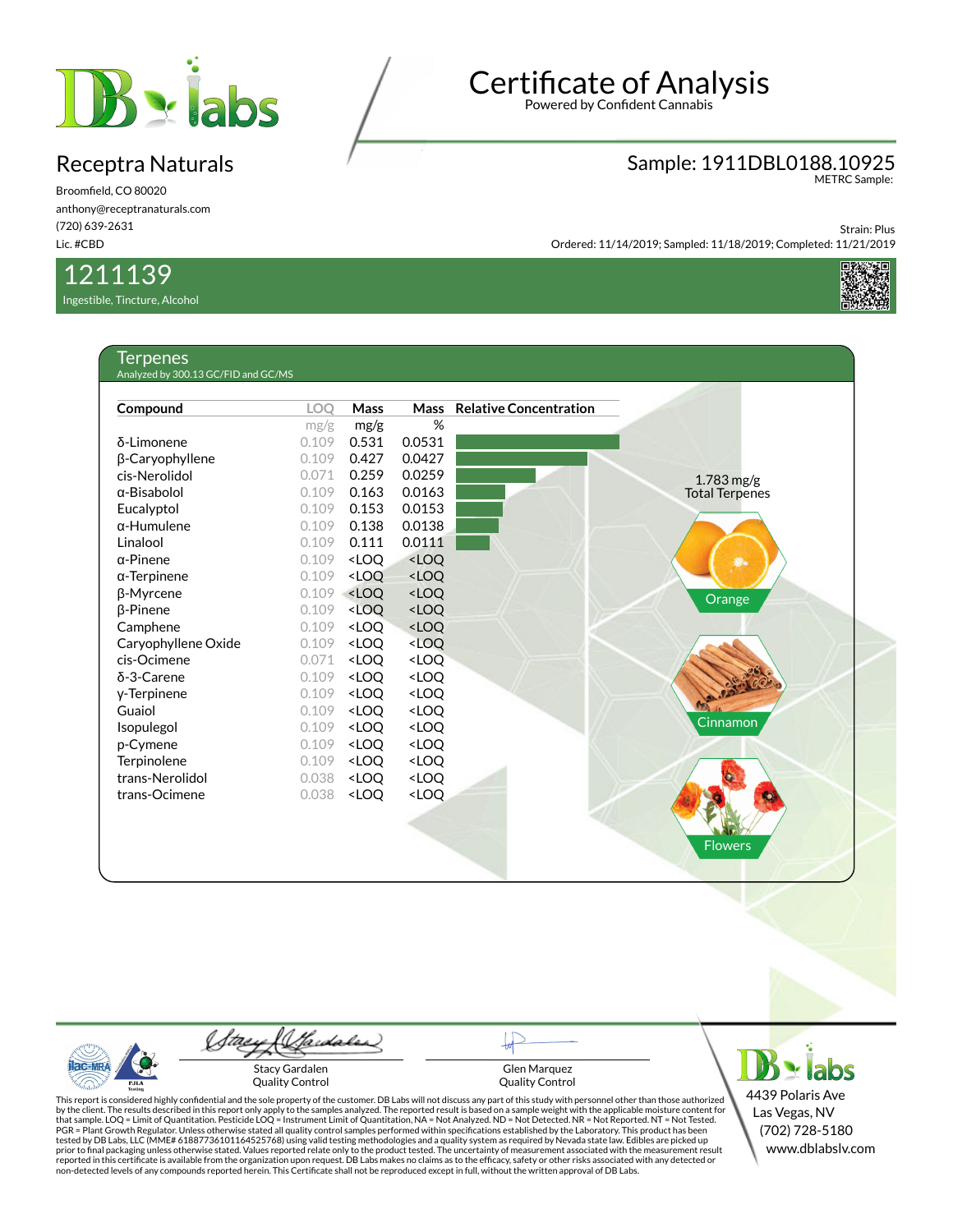# Certificate of Analysis

Powered by Confident Cannabis

## Receptra Naturals

Broomfield, CO 80020
anthony@receptranaturals.com
(720) 639-2631
Lic. #CBD

**Sample: 1911DBL0188.10925**
METRC Sample:

Strain: Plus
Ordered: 11/14/2019; Sampled: 11/18/2019; Completed: 11/21/2019

## 1211139

Ingestible, Tincture, Alcohol

### Terpenes

Analyzed by 300.13 GC/FID and GC/MS

| Compound | LOQ | Mass | Mass |
|---|---|---|---|
| | mg/g | mg/g | % |
| δ-Limonene | 0.109 | 0.531 | 0.0531 |
| β-Caryophyllene | 0.109 | 0.427 | 0.0427 |
| cis-Nerolidol | 0.071 | 0.259 | 0.0259 |
| α-Bisabolol | 0.109 | 0.163 | 0.0163 |
| Eucalyptol | 0.109 | 0.153 | 0.0153 |
| α-Humulene | 0.109 | 0.138 | 0.0138 |
| Linalool | 0.109 | 0.111 | 0.0111 |
| α-Pinene | 0.109 | <LOQ | <LOQ |
| α-Terpinene | 0.109 | <LOQ | <LOQ |
| β-Myrcene | 0.109 | <LOQ | <LOQ |
| β-Pinene | 0.109 | <LOQ | <LOQ |
| Camphene | 0.109 | <LOQ | <LOQ |
| Caryophyllene Oxide | 0.109 | <LOQ | <LOQ |
| cis-Ocimene | 0.071 | <LOQ | <LOQ |
| δ-3-Carene | 0.109 | <LOQ | <LOQ |
| γ-Terpinene | 0.109 | <LOQ | <LOQ |
| Guaiol | 0.109 | <LOQ | <LOQ |
| Isopulegol | 0.109 | <LOQ | <LOQ |
| p-Cymene | 0.109 | <LOQ | <LOQ |
| Terpinolene | 0.109 | <LOQ | <LOQ |
| trans-Nerolidol | 0.038 | <LOQ | <LOQ |
| trans-Ocimene | 0.038 | <LOQ | <LOQ |

1.783 mg/g Total Terpenes

Orange

Cinnamon

Flowers

Stacy Gardalen
Quality Control

Glen Marquez
Quality Control

This report is considered highly confidential and the sole property of the customer. DB Labs will not discuss any part of this study with personnel other than those authorized by the client. The results described in this report only apply to the samples analyzed. The reported result is based on a sample weight with the applicable moisture content for that sample. LOQ = Limit of Quantitation. Pesticide LOQ = Instrument Limit of Quantitation, NA = Not Analyzed. ND = Not Detected. NR = Not Reported. NT = Not Tested. PGR = Plant Growth Regulator. Unless otherwise stated all quality control samples performed within specifications established by the Laboratory. This product has been tested by DB Labs, LLC (MME# 61887736101164525768) using valid testing methodologies and a quality system as required by Nevada state law. Edibles are picked up prior to final packaging unless otherwise stated. Values reported relate only to the product tested. The uncertainty of measurement associated with the measurement result reported in this certificate is available from the organization upon request. DB Labs makes no claims as to the efficacy, safety or other risks associated with any detected or non-detected levels of any compounds reported herein. This Certificate shall not be reproduced except in full, without the written approval of DB Labs.

4439 Polaris Ave
Las Vegas, NV
(702) 728-5180
www.dblabslv.com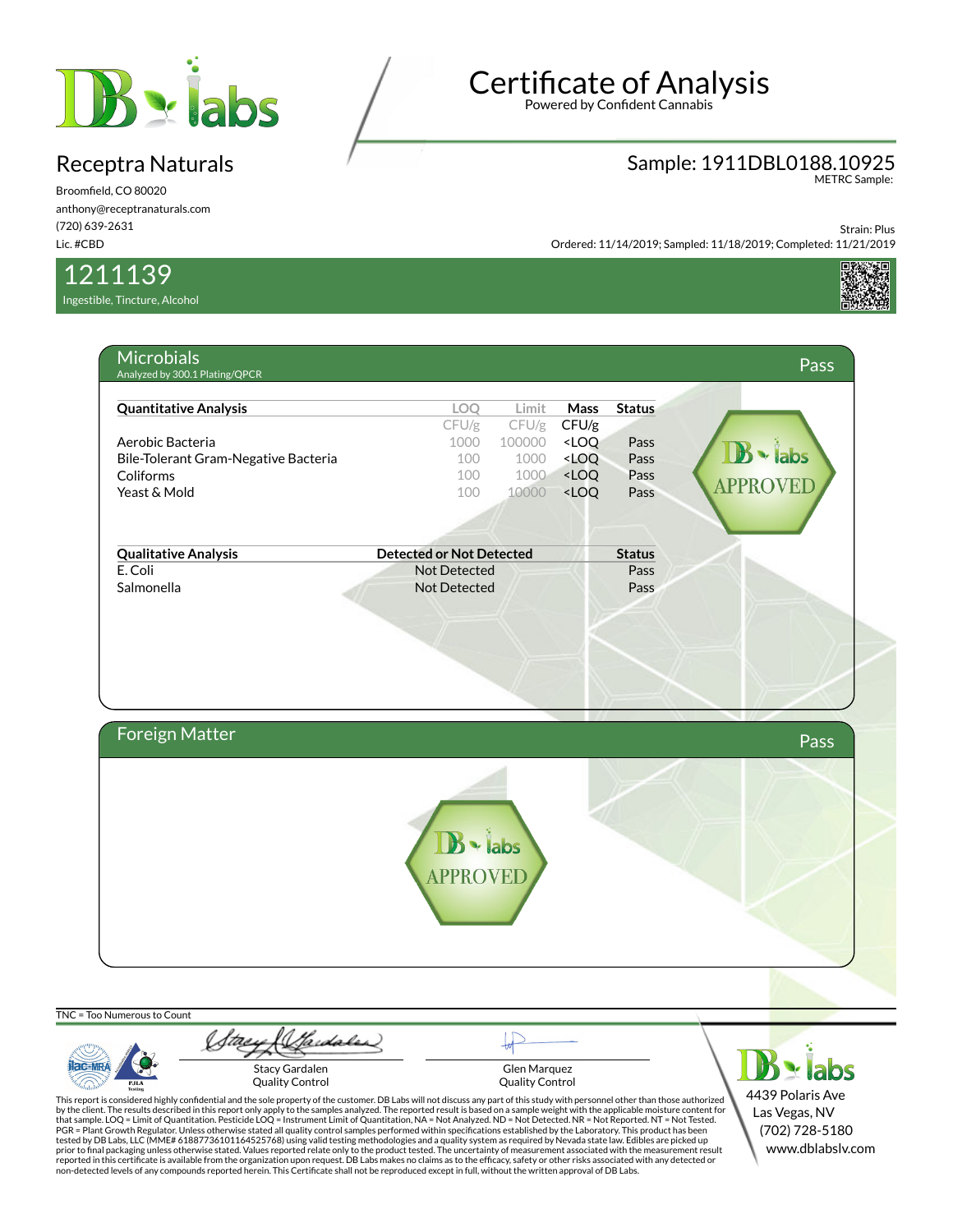# Certificate of Analysis

Powered by Confident Cannabis

## Receptra Naturals

Broomfield, CO 80020
anthony@receptranaturals.com
(720) 639-2631
Lic. #CBD

**Sample: 1911DBL0188.10925**
METRC Sample:

Strain: Plus
Ordered: 11/14/2019; Sampled: 11/18/2019; Completed: 11/21/2019

## 1211139

Ingestible, Tincture, Alcohol

## Microbials — Pass

Analyzed by 300.1 Plating/QPCR

| Quantitative Analysis | LOQ | Limit | Mass | Status |
|---|---|---|---|---|
| | CFU/g | CFU/g | CFU/g | |
| Aerobic Bacteria | 1000 | 100000 | <LOQ | Pass |
| Bile-Tolerant Gram-Negative Bacteria | 100 | 1000 | <LOQ | Pass |
| Coliforms | 100 | 1000 | <LOQ | Pass |
| Yeast & Mold | 100 | 10000 | <LOQ | Pass |

| Qualitative Analysis | Detected or Not Detected | Status |
|---|---|---|
| E. Coli | Not Detected | Pass |
| Salmonella | Not Detected | Pass |

DB labs APPROVED

## Foreign Matter — Pass

DB labs APPROVED

TNC = Too Numerous to Count

Stacy Gardalen
Quality Control

Glen Marquez
Quality Control

This report is considered highly confidential and the sole property of the customer. DB Labs will not discuss any part of this study with personnel other than those authorized by the client. The results described in this report only apply to the samples analyzed. The reported result is based on a sample weight with the applicable moisture content for that sample. LOQ = Limit of Quantitation. Pesticide LOQ = Instrument Limit of Quantitation, NA = Not Analyzed. ND = Not Detected. NR = Not Reported. NT = Not Tested. PGR = Plant Growth Regulator. Unless otherwise stated all quality control samples performed within specifications established by the Laboratory. This product has been tested by DB Labs, LLC (MME# 61887736101164525768) using valid testing methodologies and a quality system as required by Nevada state law. Edibles are picked up prior to final packaging unless otherwise stated. Values reported relate only to the product tested. The uncertainty of measurement associated with the measurement result reported in this certificate is available from the organization upon request. DB Labs makes no claims as to the efficacy, safety or other risks associated with any detected or non-detected levels of any compounds reported herein. This Certificate shall not be reproduced except in full, without the written approval of DB Labs.

DB labs
4439 Polaris Ave
Las Vegas, NV
(702) 728-5180
www.dblabslv.com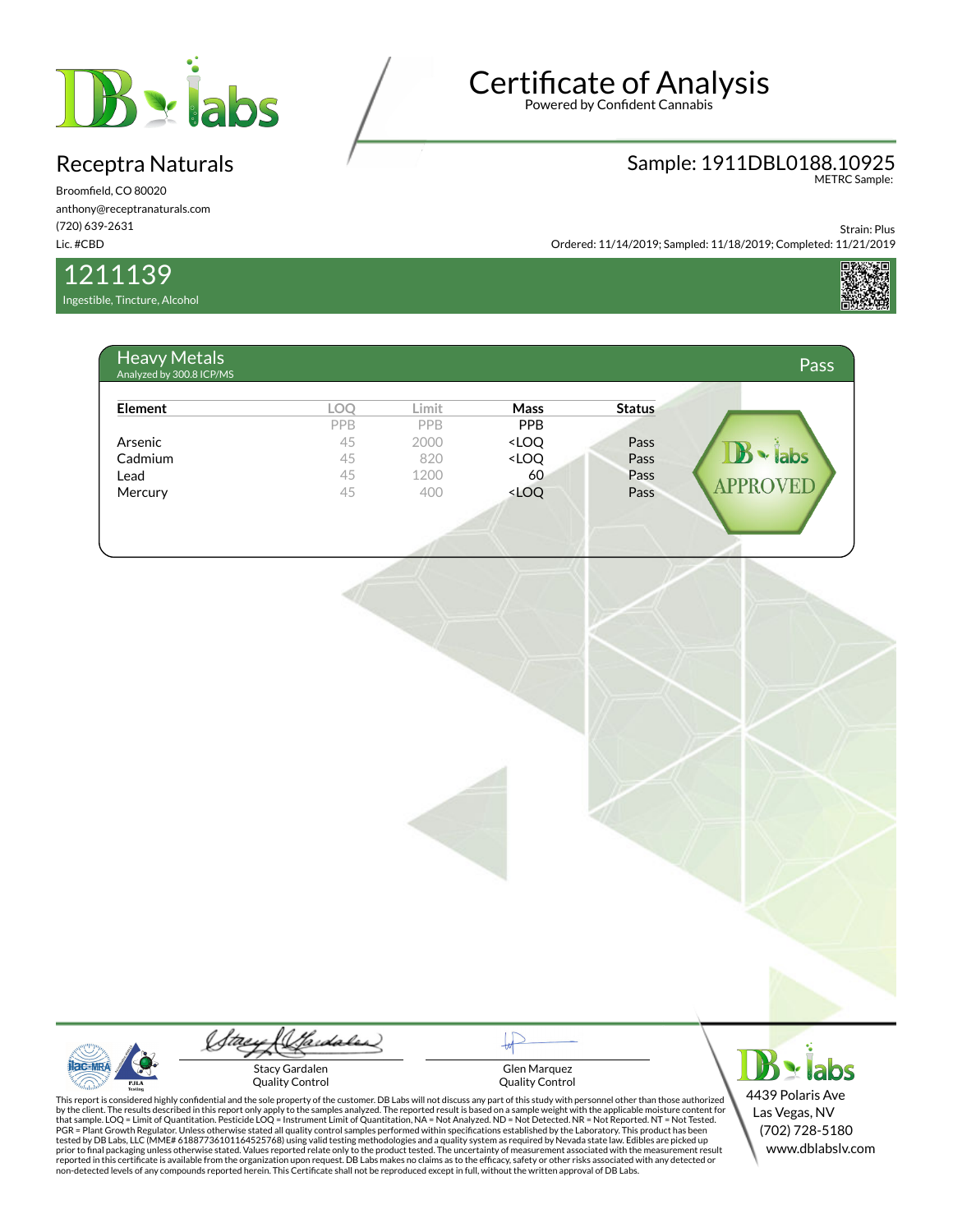# Certificate of Analysis

Powered by Confident Cannabis

## Receptra Naturals

Broomfield, CO 80020
anthony@receptranaturals.com
(720) 639-2631
Lic. #CBD

**Sample: 1911DBL0188.10925**
METRC Sample:

Strain: Plus
Ordered: 11/14/2019; Sampled: 11/18/2019; Completed: 11/21/2019

## 1211139

Ingestible, Tincture, Alcohol

### Heavy Metals

Analyzed by 300.8 ICP/MS

**Pass**

| Element | LOQ | Limit | Mass | Status |
|---|---|---|---|---|
| | PPB | PPB | PPB | |
| Arsenic | 45 | 2000 | <LOQ | Pass |
| Cadmium | 45 | 820 | <LOQ | Pass |
| Lead | 45 | 1200 | 60 | Pass |
| Mercury | 45 | 400 | <LOQ | Pass |

DB labs APPROVED

Stacy Gardalen
Quality Control

Glen Marquez
Quality Control

This report is considered highly confidential and the sole property of the customer. DB Labs will not discuss any part of this study with personnel other than those authorized by the client. The results described in this report only apply to the samples analyzed. The reported result is based on a sample weight with the applicable moisture content for that sample. LOQ = Limit of Quantitation. Pesticide LOQ = Instrument Limit of Quantitation, NA = Not Analyzed. ND = Not Detected. NR = Not Reported. NT = Not Tested. PGR = Plant Growth Regulator. Unless otherwise stated all quality control samples performed within specifications established by the Laboratory. This product has been tested by DB Labs, LLC (MME# 61887736101164525768) using valid testing methodologies and a quality system as required by Nevada state law. Edibles are picked up prior to final packaging unless otherwise stated. Values reported relate only to the product tested. The uncertainty of measurement associated with the measurement result reported in this certificate is available from the organization upon request. DB Labs makes no claims as to the efficacy, safety or other risks associated with any detected or non-detected levels of any compounds reported herein. This Certificate shall not be reproduced except in full, without the written approval of DB Labs.

DB labs
4439 Polaris Ave
Las Vegas, NV
(702) 728-5180
www.dblabslv.com